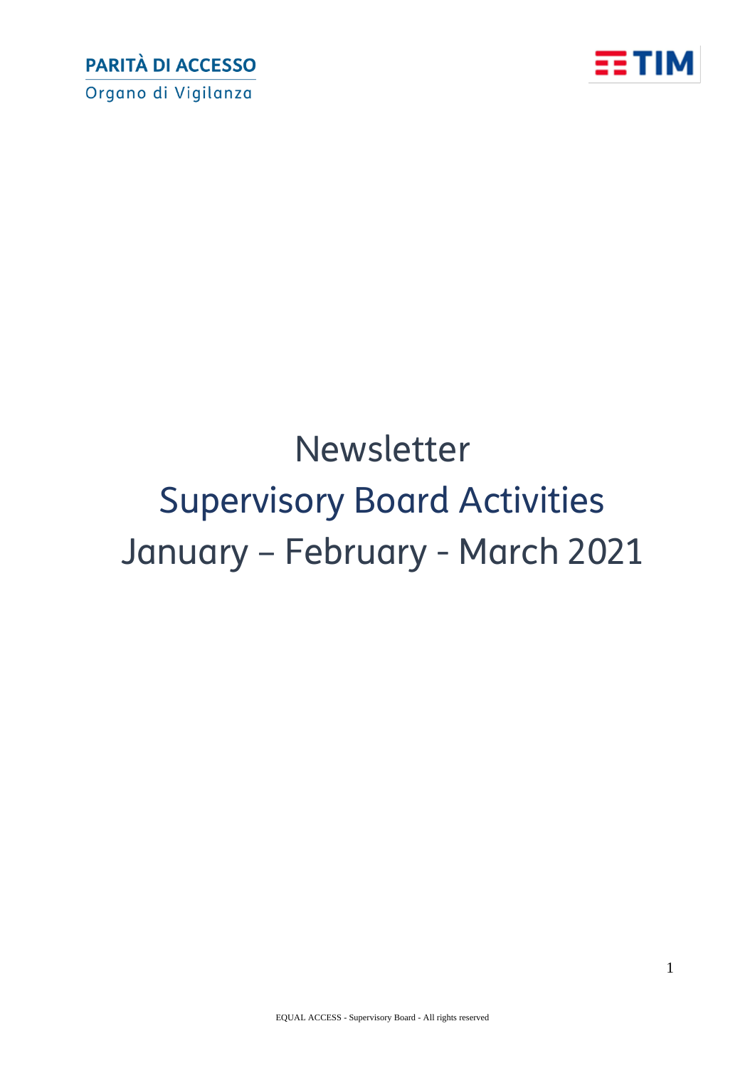PARITÀ DI ACCESSO
Organo di Vigilanza

TIM

# Newsletter
# Supervisory Board Activities
# January – February - March 2021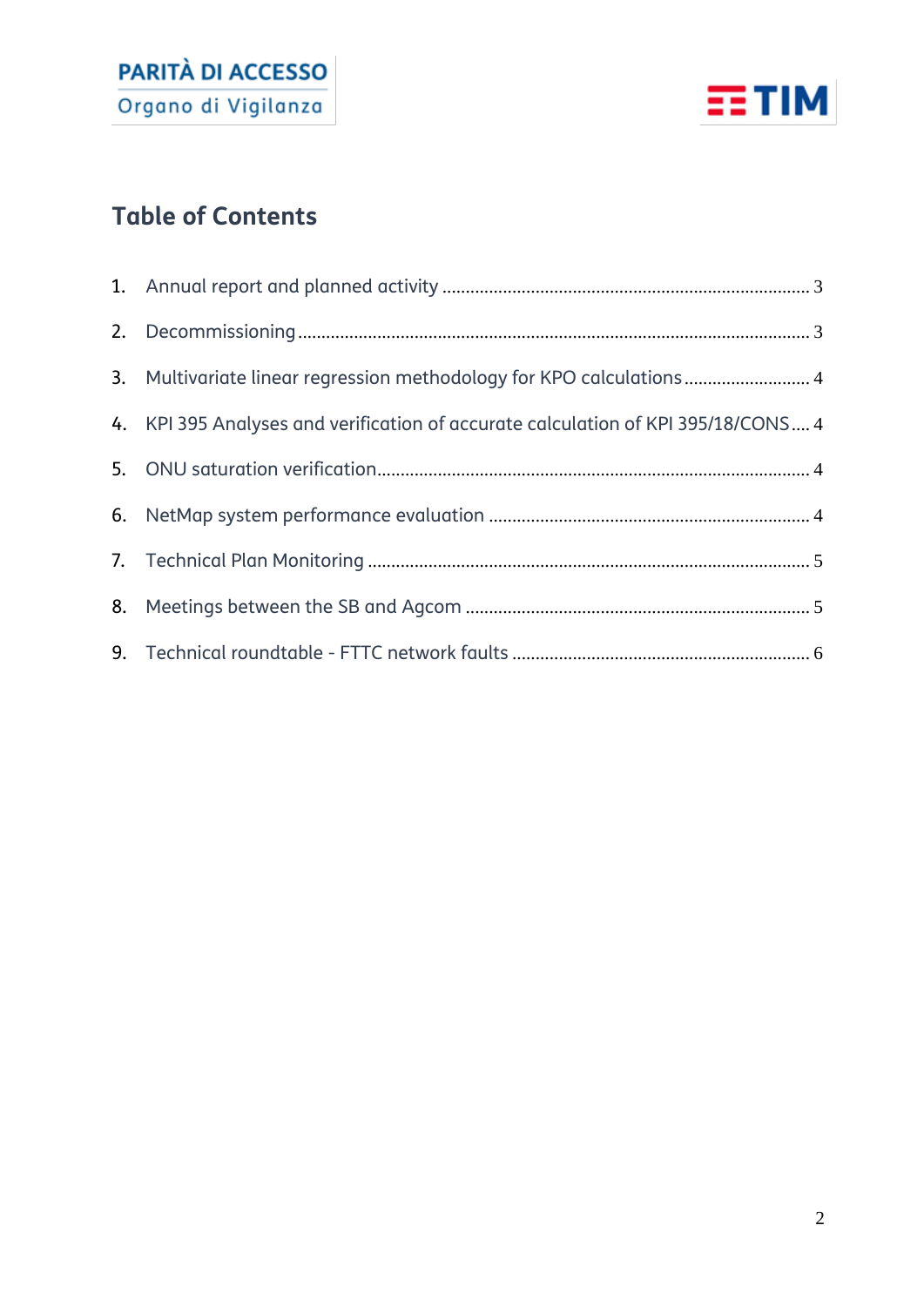# Table of Contents

1. Annual report and planned activity ........................................................................ 3
2. Decommissioning ........................................................................................................ 3
3. Multivariate linear regression methodology for KPO calculations ........................... 4
4. KPI 395 Analyses and verification of accurate calculation of KPI 395/18/CONS .... 4
5. ONU saturation verification ........................................................................................ 4
6. NetMap system performance evaluation ................................................................... 4
7. Technical Plan Monitoring ........................................................................................... 5
8. Meetings between the SB and Agcom ........................................................................ 5
9. Technical roundtable - FTTC network faults ............................................................... 6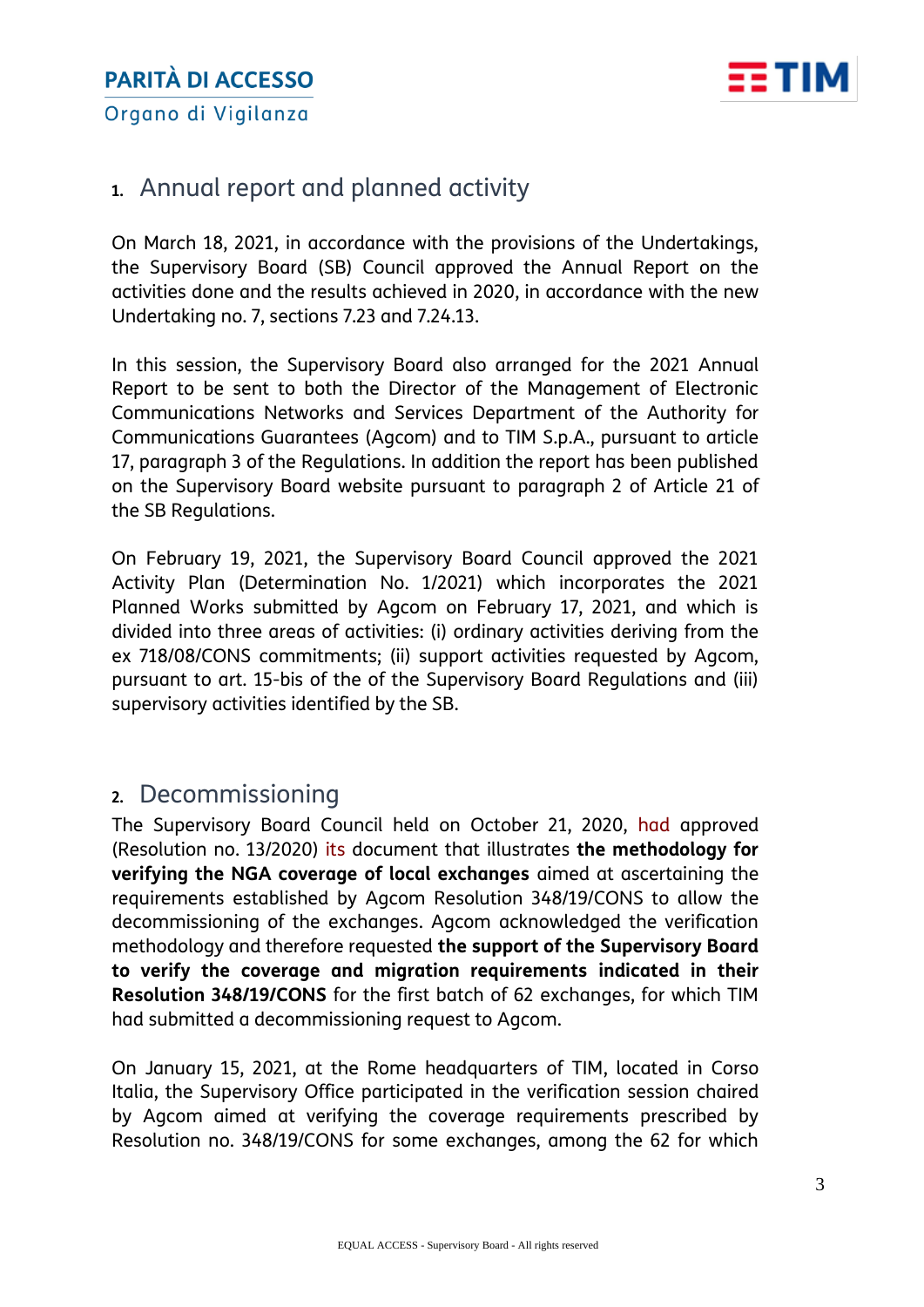## 1. Annual report and planned activity

On March 18, 2021, in accordance with the provisions of the Undertakings, the Supervisory Board (SB) Council approved the Annual Report on the activities done and the results achieved in 2020, in accordance with the new Undertaking no. 7, sections 7.23 and 7.24.13.

In this session, the Supervisory Board also arranged for the 2021 Annual Report to be sent to both the Director of the Management of Electronic Communications Networks and Services Department of the Authority for Communications Guarantees (Agcom) and to TIM S.p.A., pursuant to article 17, paragraph 3 of the Regulations. In addition the report has been published on the Supervisory Board website pursuant to paragraph 2 of Article 21 of the SB Regulations.

On February 19, 2021, the Supervisory Board Council approved the 2021 Activity Plan (Determination No. 1/2021) which incorporates the 2021 Planned Works submitted by Agcom on February 17, 2021, and which is divided into three areas of activities: (i) ordinary activities deriving from the ex 718/08/CONS commitments; (ii) support activities requested by Agcom, pursuant to art. 15-bis of the of the Supervisory Board Regulations and (iii) supervisory activities identified by the SB.

## 2. Decommissioning

The Supervisory Board Council held on October 21, 2020, had approved (Resolution no. 13/2020) its document that illustrates **the methodology for verifying the NGA coverage of local exchanges** aimed at ascertaining the requirements established by Agcom Resolution 348/19/CONS to allow the decommissioning of the exchanges. Agcom acknowledged the verification methodology and therefore requested **the support of the Supervisory Board to verify the coverage and migration requirements indicated in their Resolution 348/19/CONS** for the first batch of 62 exchanges, for which TIM had submitted a decommissioning request to Agcom.

On January 15, 2021, at the Rome headquarters of TIM, located in Corso Italia, the Supervisory Office participated in the verification session chaired by Agcom aimed at verifying the coverage requirements prescribed by Resolution no. 348/19/CONS for some exchanges, among the 62 for which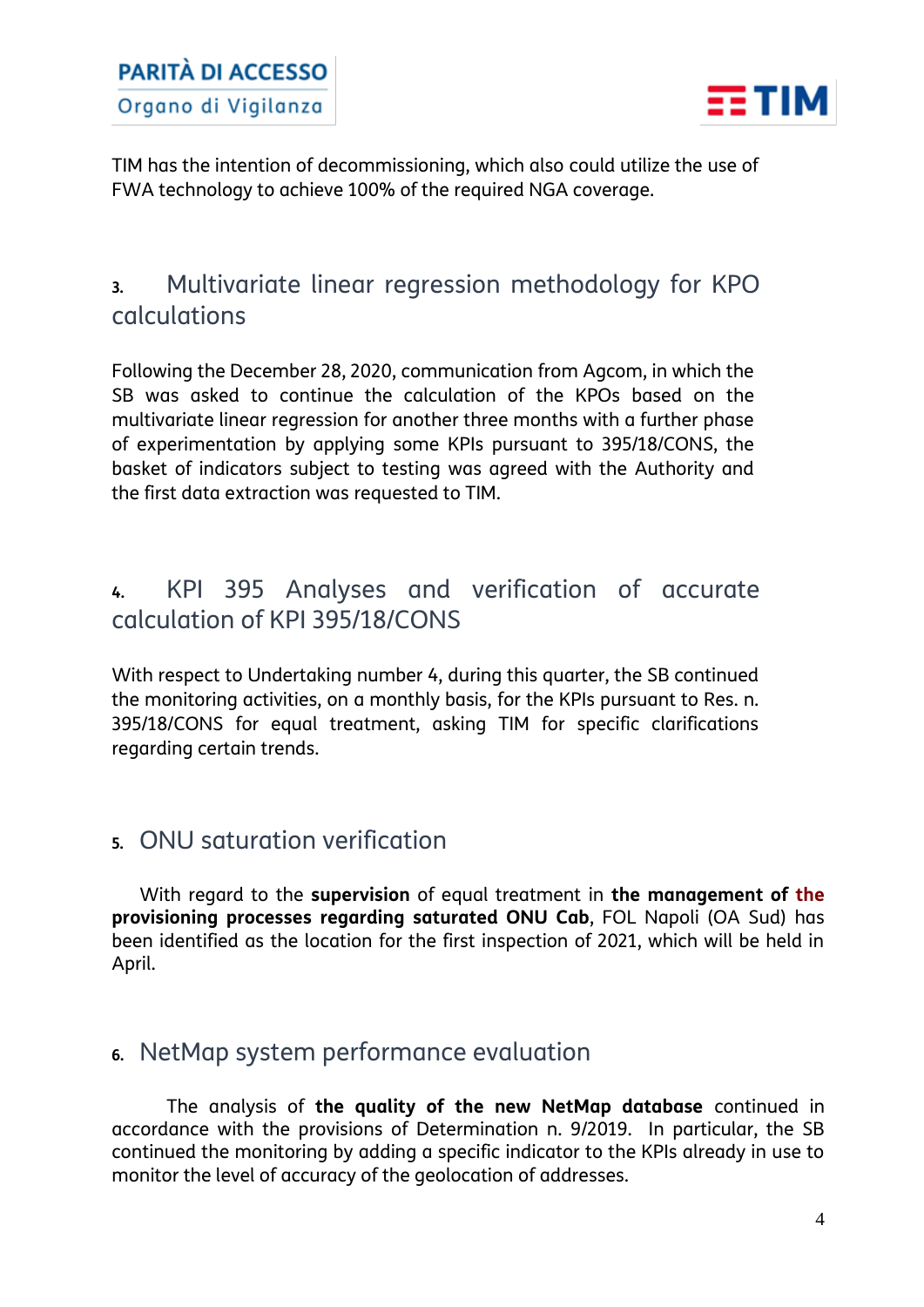TIM has the intention of decommissioning, which also could utilize the use of FWA technology to achieve 100% of the required NGA coverage.

## 3. Multivariate linear regression methodology for KPO calculations

Following the December 28, 2020, communication from Agcom, in which the SB was asked to continue the calculation of the KPOs based on the multivariate linear regression for another three months with a further phase of experimentation by applying some KPIs pursuant to 395/18/CONS, the basket of indicators subject to testing was agreed with the Authority and the first data extraction was requested to TIM.

## 4. KPI 395 Analyses and verification of accurate calculation of KPI 395/18/CONS

With respect to Undertaking number 4, during this quarter, the SB continued the monitoring activities, on a monthly basis, for the KPIs pursuant to Res. n. 395/18/CONS for equal treatment, asking TIM for specific clarifications regarding certain trends.

## 5. ONU saturation verification

With regard to the **supervision** of equal treatment in **the management of the provisioning processes regarding saturated ONU Cab**, FOL Napoli (OA Sud) has been identified as the location for the first inspection of 2021, which will be held in April.

## 6. NetMap system performance evaluation

The analysis of **the quality of the new NetMap database** continued in accordance with the provisions of Determination n. 9/2019. In particular, the SB continued the monitoring by adding a specific indicator to the KPIs already in use to monitor the level of accuracy of the geolocation of addresses.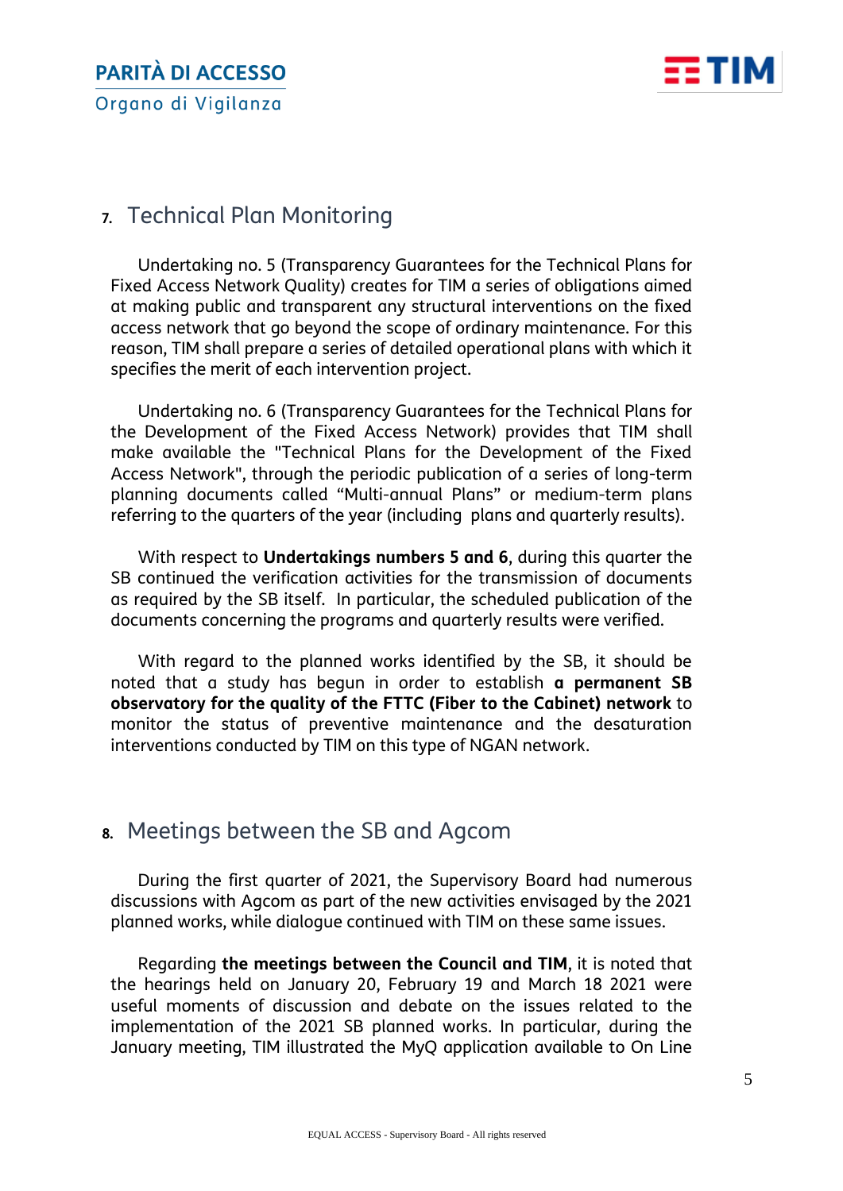## 7. Technical Plan Monitoring

Undertaking no. 5 (Transparency Guarantees for the Technical Plans for Fixed Access Network Quality) creates for TIM a series of obligations aimed at making public and transparent any structural interventions on the fixed access network that go beyond the scope of ordinary maintenance. For this reason, TIM shall prepare a series of detailed operational plans with which it specifies the merit of each intervention project.

Undertaking no. 6 (Transparency Guarantees for the Technical Plans for the Development of the Fixed Access Network) provides that TIM shall make available the "Technical Plans for the Development of the Fixed Access Network", through the periodic publication of a series of long-term planning documents called “Multi-annual Plans” or medium-term plans referring to the quarters of the year (including plans and quarterly results).

With respect to **Undertakings numbers 5 and 6**, during this quarter the SB continued the verification activities for the transmission of documents as required by the SB itself. In particular, the scheduled publication of the documents concerning the programs and quarterly results were verified.

With regard to the planned works identified by the SB, it should be noted that a study has begun in order to establish **a permanent SB observatory for the quality of the FTTC (Fiber to the Cabinet) network** to monitor the status of preventive maintenance and the desaturation interventions conducted by TIM on this type of NGAN network.

## 8. Meetings between the SB and Agcom

During the first quarter of 2021, the Supervisory Board had numerous discussions with Agcom as part of the new activities envisaged by the 2021 planned works, while dialogue continued with TIM on these same issues.

Regarding **the meetings between the Council and TIM**, it is noted that the hearings held on January 20, February 19 and March 18 2021 were useful moments of discussion and debate on the issues related to the implementation of the 2021 SB planned works. In particular, during the January meeting, TIM illustrated the MyQ application available to On Line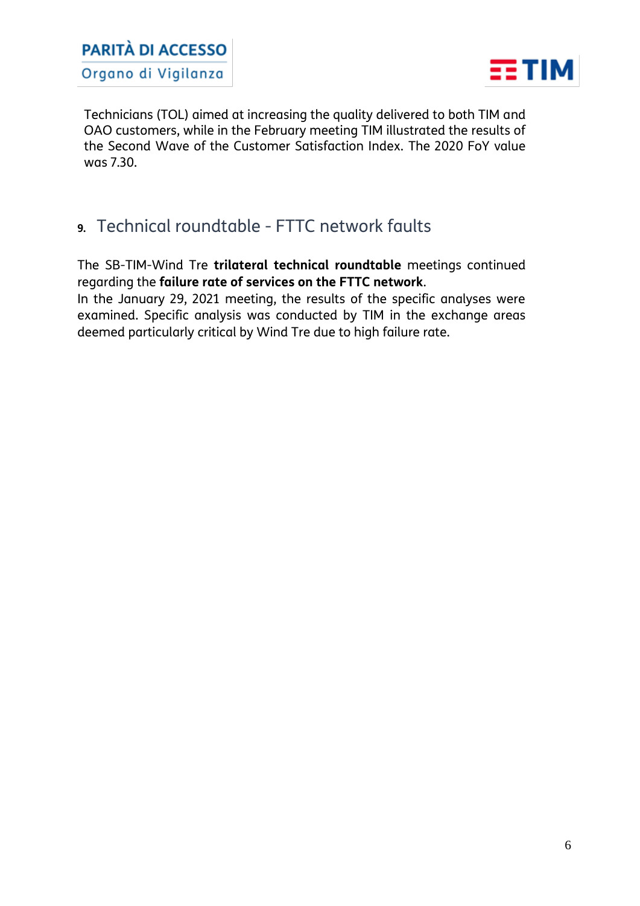Technicians (TOL) aimed at increasing the quality delivered to both TIM and OAO customers, while in the February meeting TIM illustrated the results of the Second Wave of the Customer Satisfaction Index. The 2020 FoY value was 7.30.

## 9. Technical roundtable - FTTC network faults

The SB-TIM-Wind Tre **trilateral technical roundtable** meetings continued regarding the **failure rate of services on the FTTC network**.
In the January 29, 2021 meeting, the results of the specific analyses were examined. Specific analysis was conducted by TIM in the exchange areas deemed particularly critical by Wind Tre due to high failure rate.